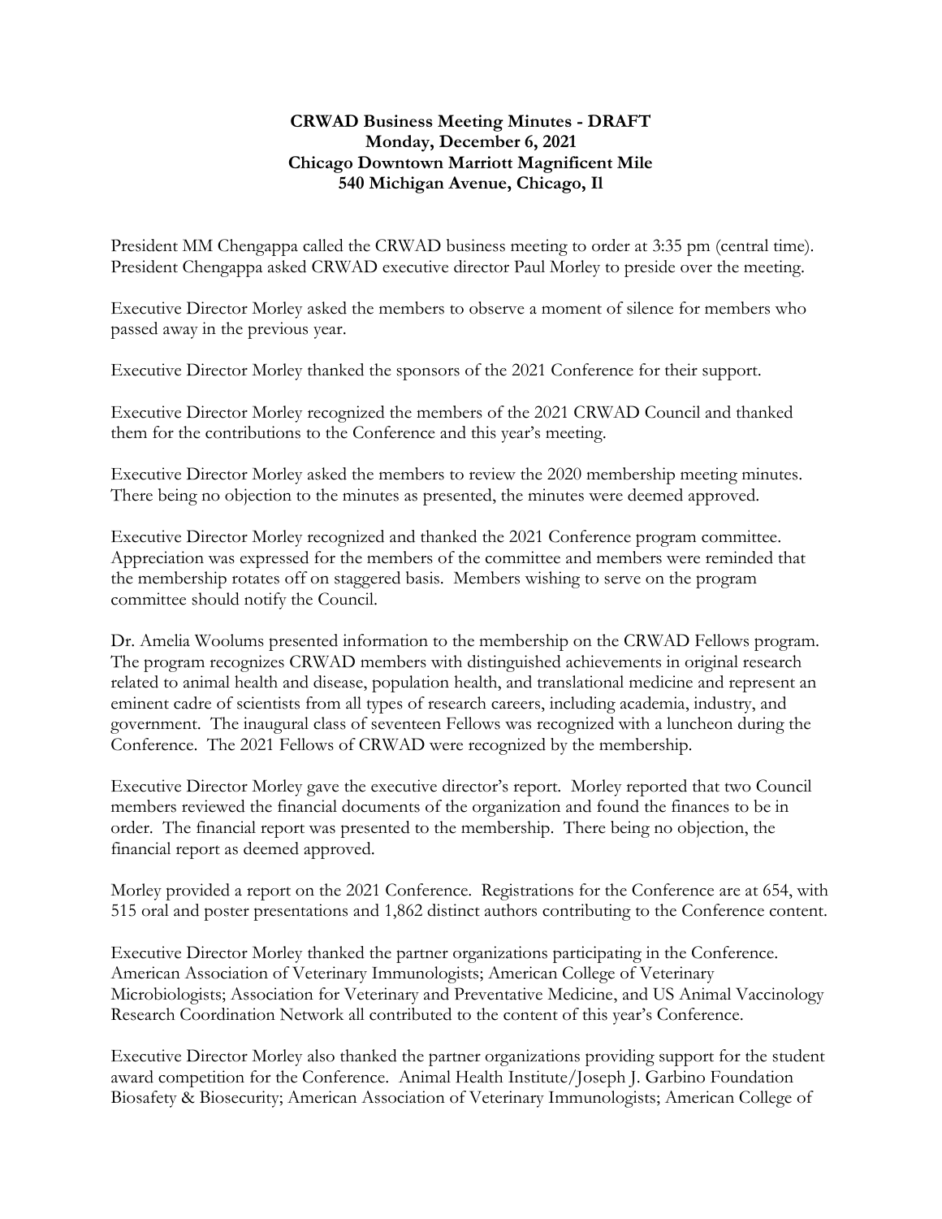**CRWAD Business Meeting Minutes - DRAFT**
**Monday, December 6, 2021**
**Chicago Downtown Marriott Magnificent Mile**
**540 Michigan Avenue, Chicago, Il**

President MM Chengappa called the CRWAD business meeting to order at 3:35 pm (central time). President Chengappa asked CRWAD executive director Paul Morley to preside over the meeting.

Executive Director Morley asked the members to observe a moment of silence for members who passed away in the previous year.

Executive Director Morley thanked the sponsors of the 2021 Conference for their support.

Executive Director Morley recognized the members of the 2021 CRWAD Council and thanked them for the contributions to the Conference and this year's meeting.

Executive Director Morley asked the members to review the 2020 membership meeting minutes. There being no objection to the minutes as presented, the minutes were deemed approved.

Executive Director Morley recognized and thanked the 2021 Conference program committee. Appreciation was expressed for the members of the committee and members were reminded that the membership rotates off on staggered basis. Members wishing to serve on the program committee should notify the Council.

Dr. Amelia Woolums presented information to the membership on the CRWAD Fellows program. The program recognizes CRWAD members with distinguished achievements in original research related to animal health and disease, population health, and translational medicine and represent an eminent cadre of scientists from all types of research careers, including academia, industry, and government. The inaugural class of seventeen Fellows was recognized with a luncheon during the Conference. The 2021 Fellows of CRWAD were recognized by the membership.

Executive Director Morley gave the executive director's report. Morley reported that two Council members reviewed the financial documents of the organization and found the finances to be in order. The financial report was presented to the membership. There being no objection, the financial report as deemed approved.

Morley provided a report on the 2021 Conference. Registrations for the Conference are at 654, with 515 oral and poster presentations and 1,862 distinct authors contributing to the Conference content.

Executive Director Morley thanked the partner organizations participating in the Conference. American Association of Veterinary Immunologists; American College of Veterinary Microbiologists; Association for Veterinary and Preventative Medicine, and US Animal Vaccinology Research Coordination Network all contributed to the content of this year's Conference.

Executive Director Morley also thanked the partner organizations providing support for the student award competition for the Conference. Animal Health Institute/Joseph J. Garbino Foundation Biosafety & Biosecurity; American Association of Veterinary Immunologists; American College of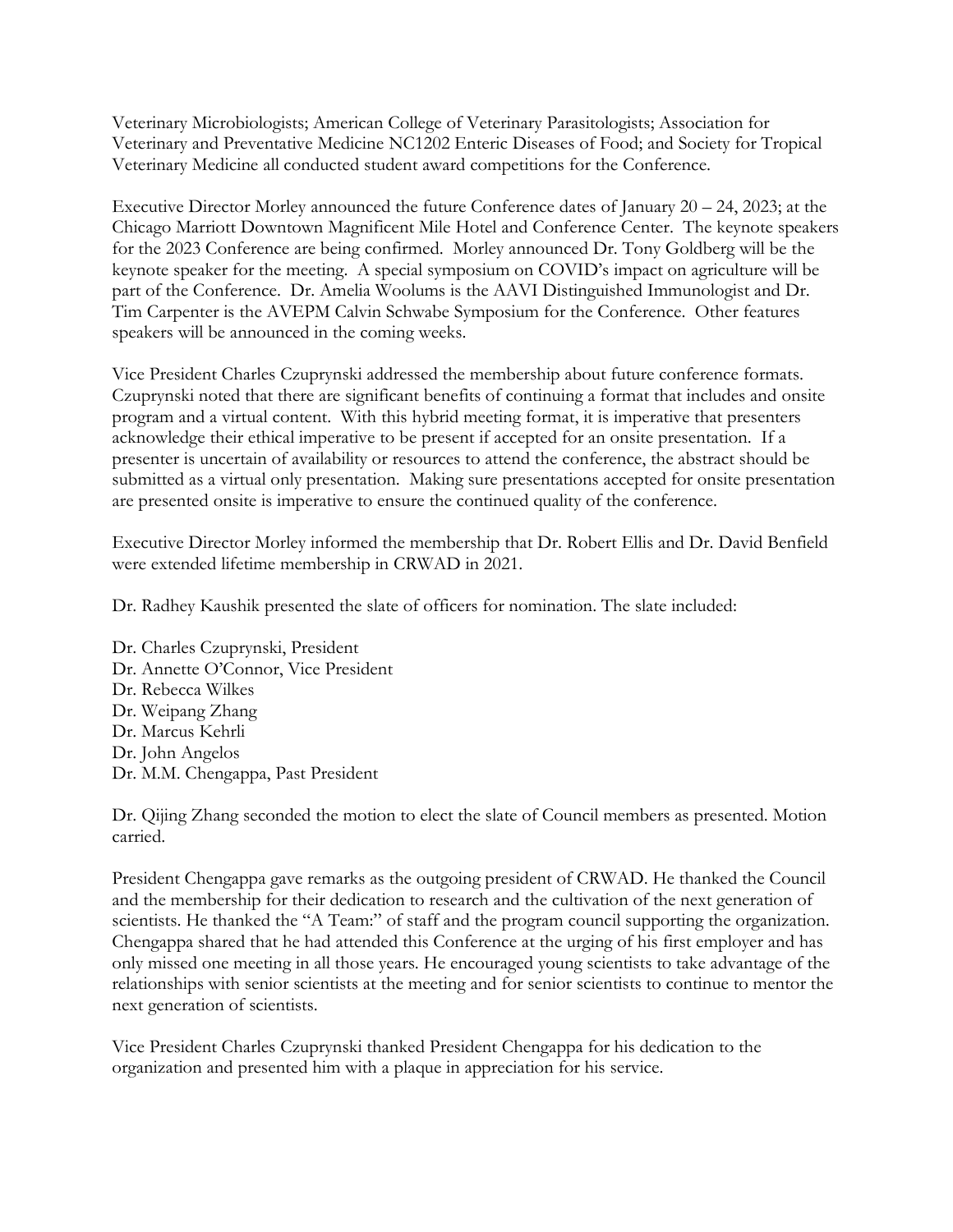Veterinary Microbiologists; American College of Veterinary Parasitologists; Association for Veterinary and Preventative Medicine NC1202 Enteric Diseases of Food; and Society for Tropical Veterinary Medicine all conducted student award competitions for the Conference.

Executive Director Morley announced the future Conference dates of January 20 – 24, 2023; at the Chicago Marriott Downtown Magnificent Mile Hotel and Conference Center. The keynote speakers for the 2023 Conference are being confirmed. Morley announced Dr. Tony Goldberg will be the keynote speaker for the meeting. A special symposium on COVID's impact on agriculture will be part of the Conference. Dr. Amelia Woolums is the AAVI Distinguished Immunologist and Dr. Tim Carpenter is the AVEPM Calvin Schwabe Symposium for the Conference. Other features speakers will be announced in the coming weeks.

Vice President Charles Czuprynski addressed the membership about future conference formats. Czuprynski noted that there are significant benefits of continuing a format that includes and onsite program and a virtual content. With this hybrid meeting format, it is imperative that presenters acknowledge their ethical imperative to be present if accepted for an onsite presentation. If a presenter is uncertain of availability or resources to attend the conference, the abstract should be submitted as a virtual only presentation. Making sure presentations accepted for onsite presentation are presented onsite is imperative to ensure the continued quality of the conference.

Executive Director Morley informed the membership that Dr. Robert Ellis and Dr. David Benfield were extended lifetime membership in CRWAD in 2021.

Dr. Radhey Kaushik presented the slate of officers for nomination. The slate included:

Dr. Charles Czuprynski, President
Dr. Annette O'Connor, Vice President
Dr. Rebecca Wilkes
Dr. Weipang Zhang
Dr. Marcus Kehrli
Dr. John Angelos
Dr. M.M. Chengappa, Past President

Dr. Qijing Zhang seconded the motion to elect the slate of Council members as presented. Motion carried.

President Chengappa gave remarks as the outgoing president of CRWAD. He thanked the Council and the membership for their dedication to research and the cultivation of the next generation of scientists. He thanked the "A Team:" of staff and the program council supporting the organization. Chengappa shared that he had attended this Conference at the urging of his first employer and has only missed one meeting in all those years. He encouraged young scientists to take advantage of the relationships with senior scientists at the meeting and for senior scientists to continue to mentor the next generation of scientists.

Vice President Charles Czuprynski thanked President Chengappa for his dedication to the organization and presented him with a plaque in appreciation for his service.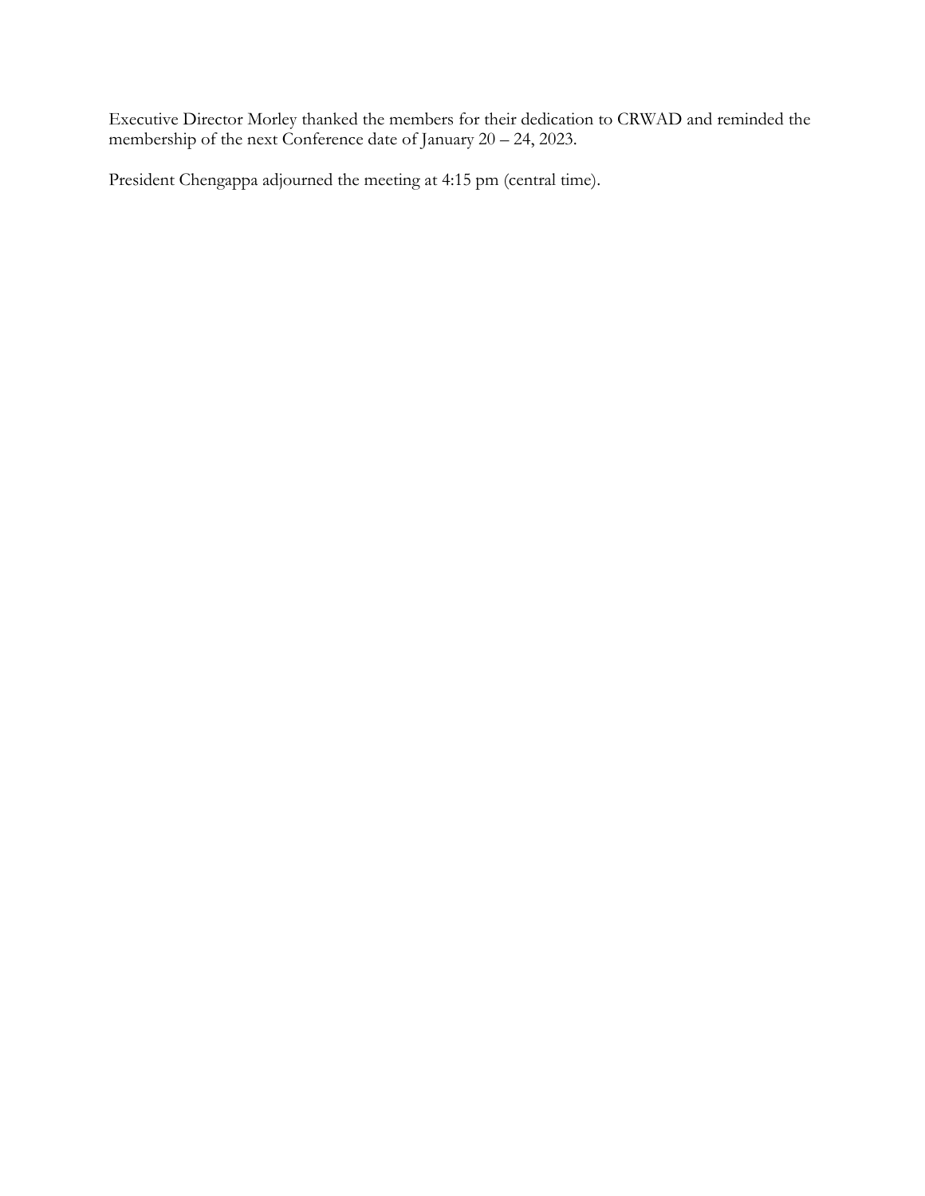Executive Director Morley thanked the members for their dedication to CRWAD and reminded the membership of the next Conference date of January 20 – 24, 2023.

President Chengappa adjourned the meeting at 4:15 pm (central time).